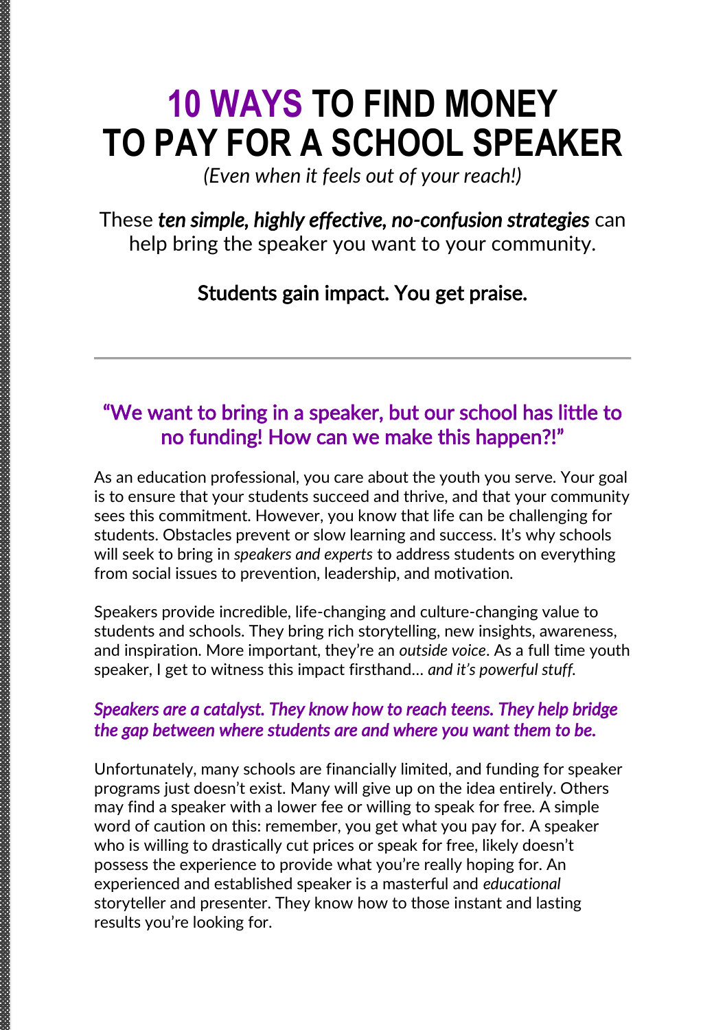# 10 WAYS TO FIND MONEY TO PAY FOR A SCHOOL SPEAKER

*(Even when it feels out of your reach!)*

These ***ten simple, highly effective, no-confusion strategies*** can help bring the speaker you want to your community.

**Students gain impact. You get praise.**

---

## "We want to bring in a speaker, but our school has little to no funding! How can we make this happen?!"

As an education professional, you care about the youth you serve. Your goal is to ensure that your students succeed and thrive, and that your community sees this commitment. However, you know that life can be challenging for students. Obstacles prevent or slow learning and success. It's why schools will seek to bring in *speakers and experts* to address students on everything from social issues to prevention, leadership, and motivation.

Speakers provide incredible, life-changing and culture-changing value to students and schools. They bring rich storytelling, new insights, awareness, and inspiration. More important, they're an *outside voice*. As a full time youth speaker, I get to witness this impact firsthand… *and it's powerful stuff.*

***Speakers are a catalyst. They know how to reach teens. They help bridge the gap between where students are and where you want them to be.***

Unfortunately, many schools are financially limited, and funding for speaker programs just doesn't exist. Many will give up on the idea entirely. Others may find a speaker with a lower fee or willing to speak for free. A simple word of caution on this: remember, you get what you pay for. A speaker who is willing to drastically cut prices or speak for free, likely doesn't possess the experience to provide what you're really hoping for. An experienced and established speaker is a masterful and *educational* storyteller and presenter. They know how to those instant and lasting results you're looking for.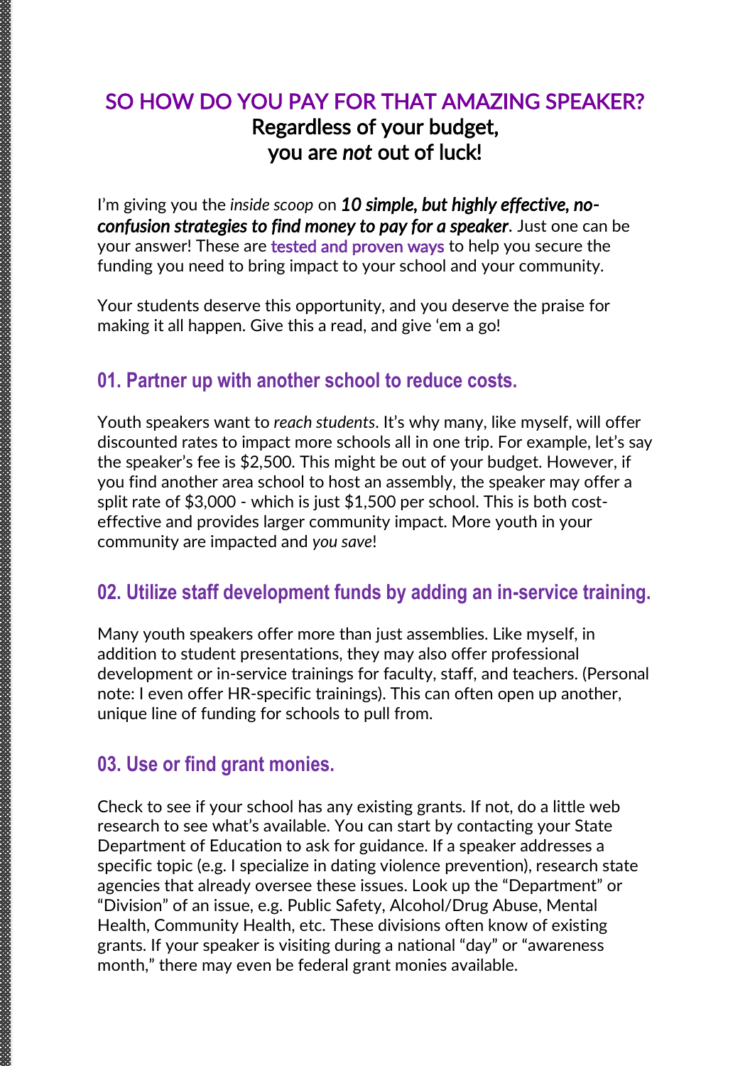# SO HOW DO YOU PAY FOR THAT AMAZING SPEAKER?

**Regardless of your budget, you are *not* out of luck!**

I'm giving you the *inside scoop* on ***10 simple, but highly effective, no-confusion strategies to find money to pay for a speaker***. Just one can be your answer! These are tested and proven ways to help you secure the funding you need to bring impact to your school and your community.

Your students deserve this opportunity, and you deserve the praise for making it all happen. Give this a read, and give 'em a go!

## 01. Partner up with another school to reduce costs.

Youth speakers want to *reach students*. It's why many, like myself, will offer discounted rates to impact more schools all in one trip. For example, let's say the speaker's fee is $2,500. This might be out of your budget. However, if you find another area school to host an assembly, the speaker may offer a split rate of $3,000 - which is just $1,500 per school. This is both cost-effective and provides larger community impact. More youth in your community are impacted and *you save*!

## 02. Utilize staff development funds by adding an in-service training.

Many youth speakers offer more than just assemblies. Like myself, in addition to student presentations, they may also offer professional development or in-service trainings for faculty, staff, and teachers. (Personal note: I even offer HR-specific trainings). This can often open up another, unique line of funding for schools to pull from.

## 03. Use or find grant monies.

Check to see if your school has any existing grants. If not, do a little web research to see what's available. You can start by contacting your State Department of Education to ask for guidance. If a speaker addresses a specific topic (e.g. I specialize in dating violence prevention), research state agencies that already oversee these issues. Look up the "Department" or "Division" of an issue, e.g. Public Safety, Alcohol/Drug Abuse, Mental Health, Community Health, etc. These divisions often know of existing grants. If your speaker is visiting during a national "day" or "awareness month," there may even be federal grant monies available.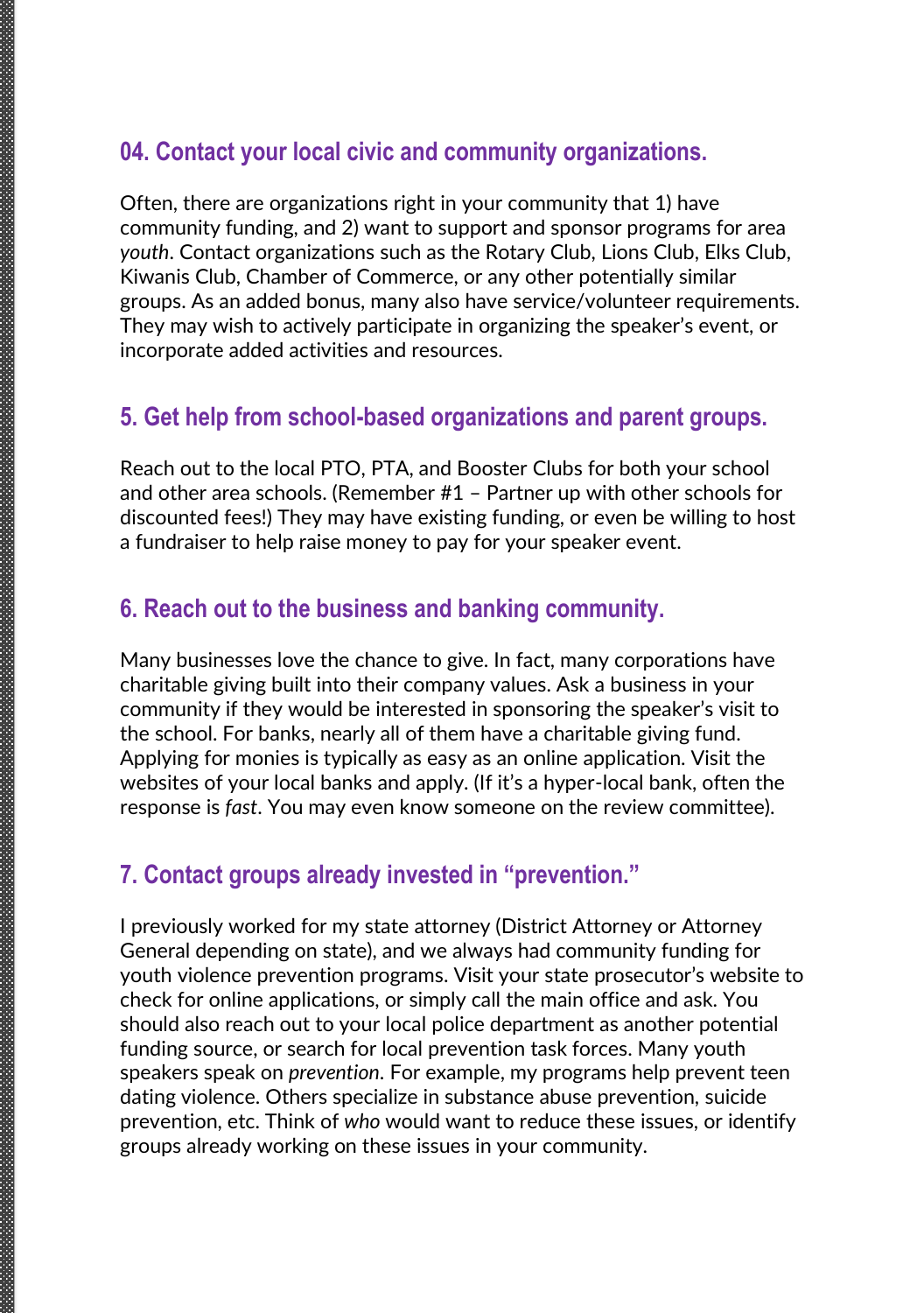## 04. Contact your local civic and community organizations.

Often, there are organizations right in your community that 1) have community funding, and 2) want to support and sponsor programs for area *youth*. Contact organizations such as the Rotary Club, Lions Club, Elks Club, Kiwanis Club, Chamber of Commerce, or any other potentially similar groups. As an added bonus, many also have service/volunteer requirements. They may wish to actively participate in organizing the speaker's event, or incorporate added activities and resources.

## 5. Get help from school-based organizations and parent groups.

Reach out to the local PTO, PTA, and Booster Clubs for both your school and other area schools. (Remember #1 – Partner up with other schools for discounted fees!) They may have existing funding, or even be willing to host a fundraiser to help raise money to pay for your speaker event.

## 6. Reach out to the business and banking community.

Many businesses love the chance to give. In fact, many corporations have charitable giving built into their company values. Ask a business in your community if they would be interested in sponsoring the speaker's visit to the school. For banks, nearly all of them have a charitable giving fund. Applying for monies is typically as easy as an online application. Visit the websites of your local banks and apply. (If it's a hyper-local bank, often the response is *fast*. You may even know someone on the review committee).

## 7. Contact groups already invested in "prevention."

I previously worked for my state attorney (District Attorney or Attorney General depending on state), and we always had community funding for youth violence prevention programs. Visit your state prosecutor's website to check for online applications, or simply call the main office and ask. You should also reach out to your local police department as another potential funding source, or search for local prevention task forces. Many youth speakers speak on *prevention*. For example, my programs help prevent teen dating violence. Others specialize in substance abuse prevention, suicide prevention, etc. Think of *who* would want to reduce these issues, or identify groups already working on these issues in your community.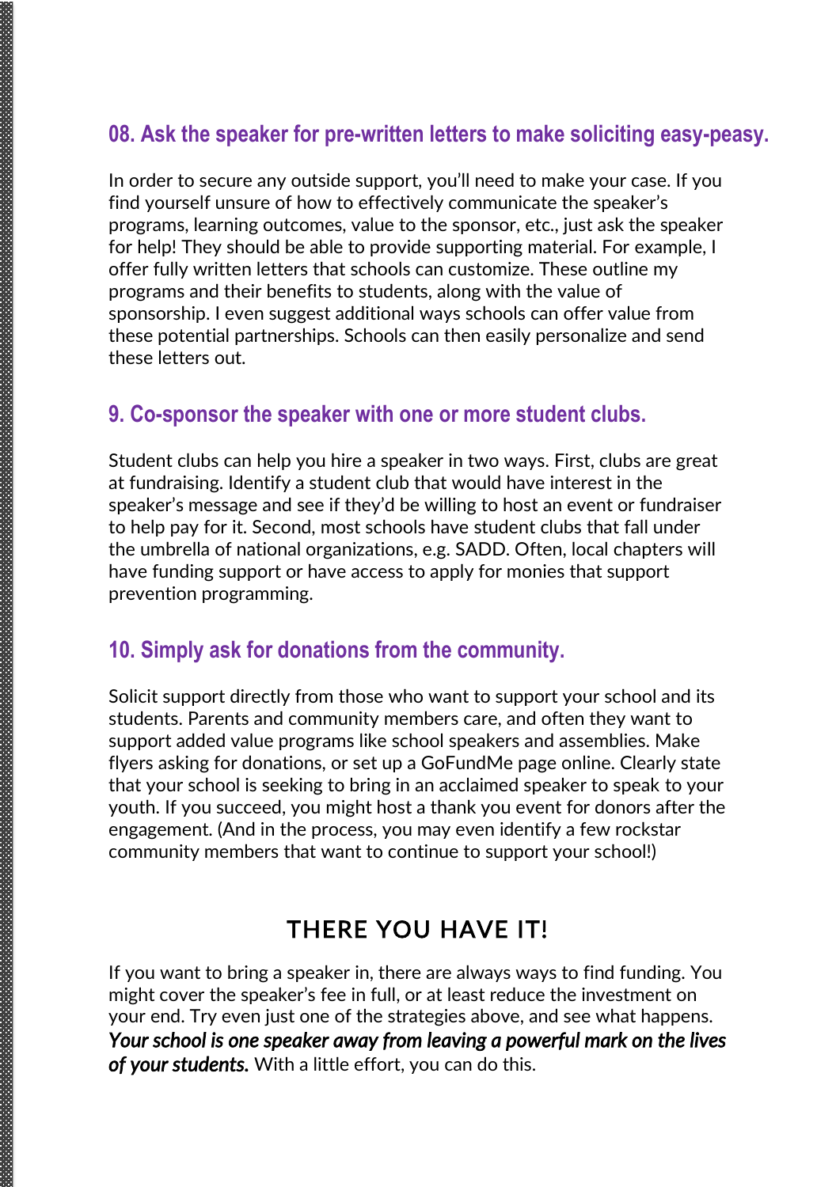## 08. Ask the speaker for pre-written letters to make soliciting easy-peasy.

In order to secure any outside support, you'll need to make your case. If you find yourself unsure of how to effectively communicate the speaker's programs, learning outcomes, value to the sponsor, etc., just ask the speaker for help! They should be able to provide supporting material. For example, I offer fully written letters that schools can customize. These outline my programs and their benefits to students, along with the value of sponsorship. I even suggest additional ways schools can offer value from these potential partnerships. Schools can then easily personalize and send these letters out.

## 9. Co-sponsor the speaker with one or more student clubs.

Student clubs can help you hire a speaker in two ways. First, clubs are great at fundraising. Identify a student club that would have interest in the speaker's message and see if they'd be willing to host an event or fundraiser to help pay for it. Second, most schools have student clubs that fall under the umbrella of national organizations, e.g. SADD. Often, local chapters will have funding support or have access to apply for monies that support prevention programming.

## 10. Simply ask for donations from the community.

Solicit support directly from those who want to support your school and its students. Parents and community members care, and often they want to support added value programs like school speakers and assemblies. Make flyers asking for donations, or set up a GoFundMe page online. Clearly state that your school is seeking to bring in an acclaimed speaker to speak to your youth. If you succeed, you might host a thank you event for donors after the engagement. (And in the process, you may even identify a few rockstar community members that want to continue to support your school!)

## THERE YOU HAVE IT!

If you want to bring a speaker in, there are always ways to find funding. You might cover the speaker's fee in full, or at least reduce the investment on your end. Try even just one of the strategies above, and see what happens. ***Your school is one speaker away from leaving a powerful mark on the lives of your students.*** With a little effort, you can do this.